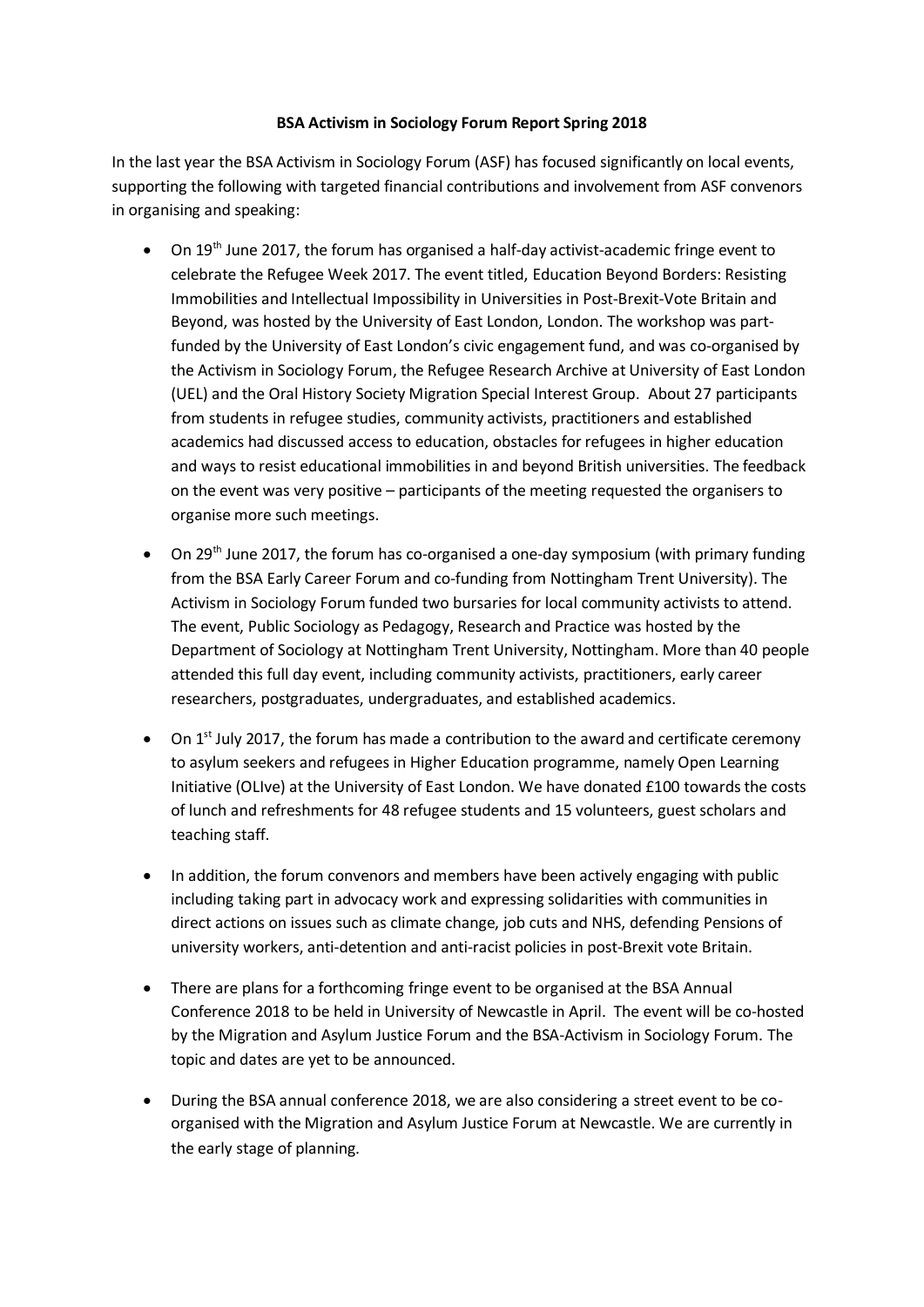**BSA Activism in Sociology Forum Report Spring 2018**

In the last year the BSA Activism in Sociology Forum (ASF) has focused significantly on local events, supporting the following with targeted financial contributions and involvement from ASF convenors in organising and speaking:

- On 19th June 2017, the forum has organised a half-day activist-academic fringe event to celebrate the Refugee Week 2017. The event titled, Education Beyond Borders: Resisting Immobilities and Intellectual Impossibility in Universities in Post-Brexit-Vote Britain and Beyond, was hosted by the University of East London, London. The workshop was part-funded by the University of East London's civic engagement fund, and was co-organised by the Activism in Sociology Forum, the Refugee Research Archive at University of East London (UEL) and the Oral History Society Migration Special Interest Group. About 27 participants from students in refugee studies, community activists, practitioners and established academics had discussed access to education, obstacles for refugees in higher education and ways to resist educational immobilities in and beyond British universities. The feedback on the event was very positive – participants of the meeting requested the organisers to organise more such meetings.

- On 29th June 2017, the forum has co-organised a one-day symposium (with primary funding from the BSA Early Career Forum and co-funding from Nottingham Trent University). The Activism in Sociology Forum funded two bursaries for local community activists to attend. The event, Public Sociology as Pedagogy, Research and Practice was hosted by the Department of Sociology at Nottingham Trent University, Nottingham. More than 40 people attended this full day event, including community activists, practitioners, early career researchers, postgraduates, undergraduates, and established academics.

- On 1st July 2017, the forum has made a contribution to the award and certificate ceremony to asylum seekers and refugees in Higher Education programme, namely Open Learning Initiative (OLIve) at the University of East London. We have donated £100 towards the costs of lunch and refreshments for 48 refugee students and 15 volunteers, guest scholars and teaching staff.

- In addition, the forum convenors and members have been actively engaging with public including taking part in advocacy work and expressing solidarities with communities in direct actions on issues such as climate change, job cuts and NHS, defending Pensions of university workers, anti-detention and anti-racist policies in post-Brexit vote Britain.

- There are plans for a forthcoming fringe event to be organised at the BSA Annual Conference 2018 to be held in University of Newcastle in April. The event will be co-hosted by the Migration and Asylum Justice Forum and the BSA-Activism in Sociology Forum. The topic and dates are yet to be announced.

- During the BSA annual conference 2018, we are also considering a street event to be co-organised with the Migration and Asylum Justice Forum at Newcastle. We are currently in the early stage of planning.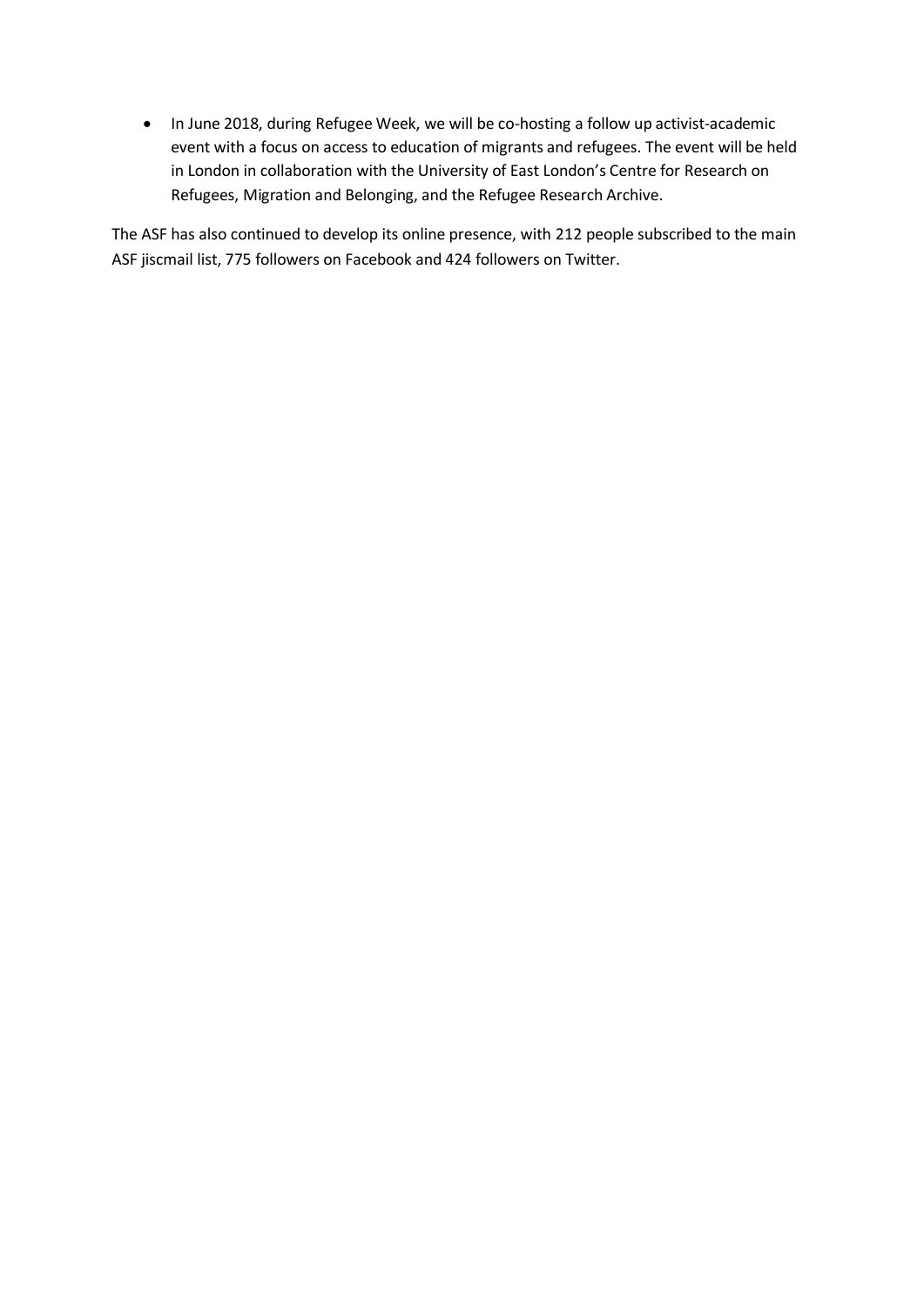- In June 2018, during Refugee Week, we will be co-hosting a follow up activist-academic event with a focus on access to education of migrants and refugees. The event will be held in London in collaboration with the University of East London's Centre for Research on Refugees, Migration and Belonging, and the Refugee Research Archive.

The ASF has also continued to develop its online presence, with 212 people subscribed to the main ASF jiscmail list, 775 followers on Facebook and 424 followers on Twitter.